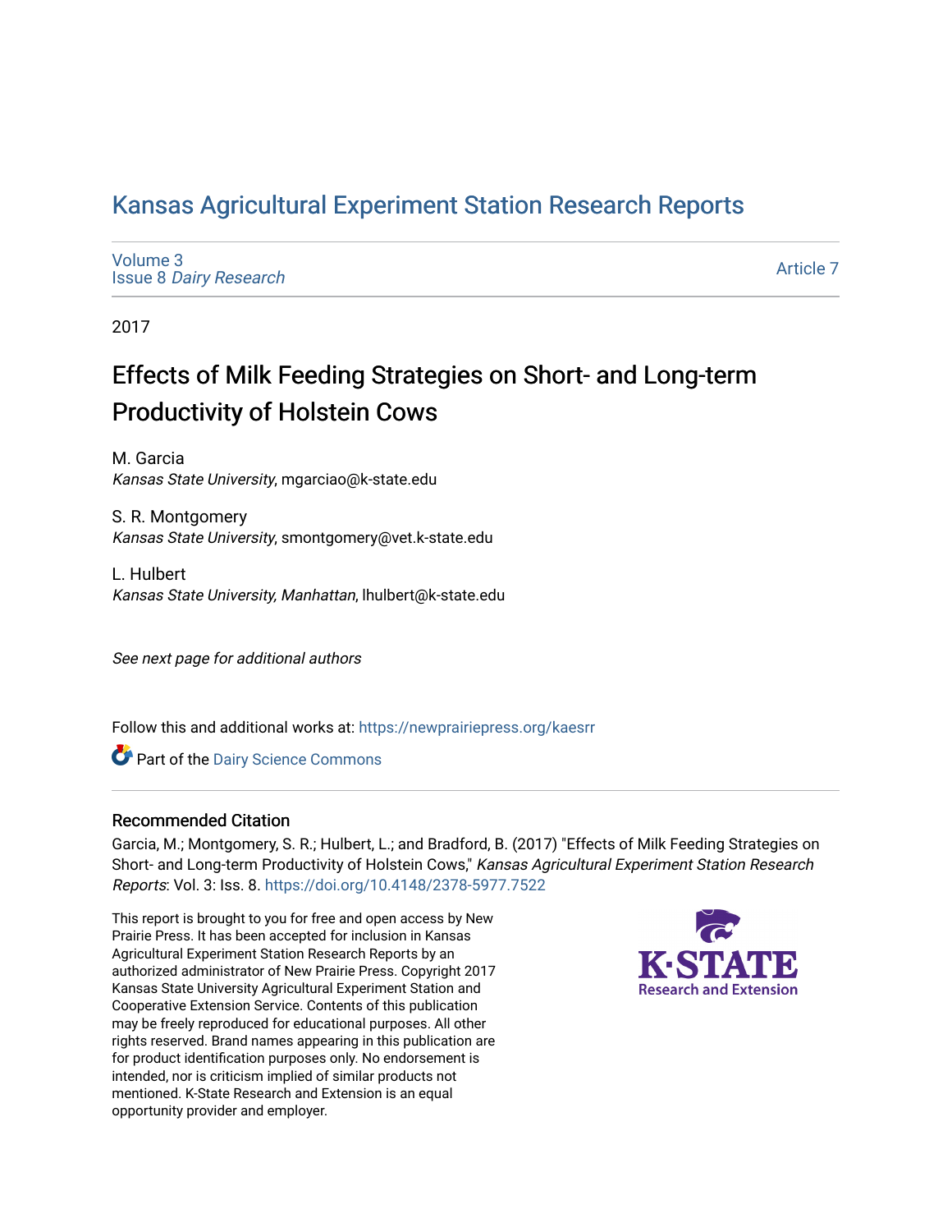# Kansas Agricultural Experiment Station Research Reports

Volume 3
Issue 8 *Dairy Research*

Article 7

2017

## Effects of Milk Feeding Strategies on Short- and Long-term Productivity of Holstein Cows

M. Garcia
*Kansas State University*, mgarciao@k-state.edu

S. R. Montgomery
*Kansas State University*, smontgomery@vet.k-state.edu

L. Hulbert
*Kansas State University, Manhattan*, lhulbert@k-state.edu

*See next page for additional authors*

Follow this and additional works at: https://newprairiepress.org/kaesrr

Part of the Dairy Science Commons

### Recommended Citation

Garcia, M.; Montgomery, S. R.; Hulbert, L.; and Bradford, B. (2017) "Effects of Milk Feeding Strategies on Short- and Long-term Productivity of Holstein Cows," *Kansas Agricultural Experiment Station Research Reports*: Vol. 3: Iss. 8. https://doi.org/10.4148/2378-5977.7522

This report is brought to you for free and open access by New Prairie Press. It has been accepted for inclusion in Kansas Agricultural Experiment Station Research Reports by an authorized administrator of New Prairie Press. Copyright 2017 Kansas State University Agricultural Experiment Station and Cooperative Extension Service. Contents of this publication may be freely reproduced for educational purposes. All other rights reserved. Brand names appearing in this publication are for product identification purposes only. No endorsement is intended, nor is criticism implied of similar products not mentioned. K-State Research and Extension is an equal opportunity provider and employer.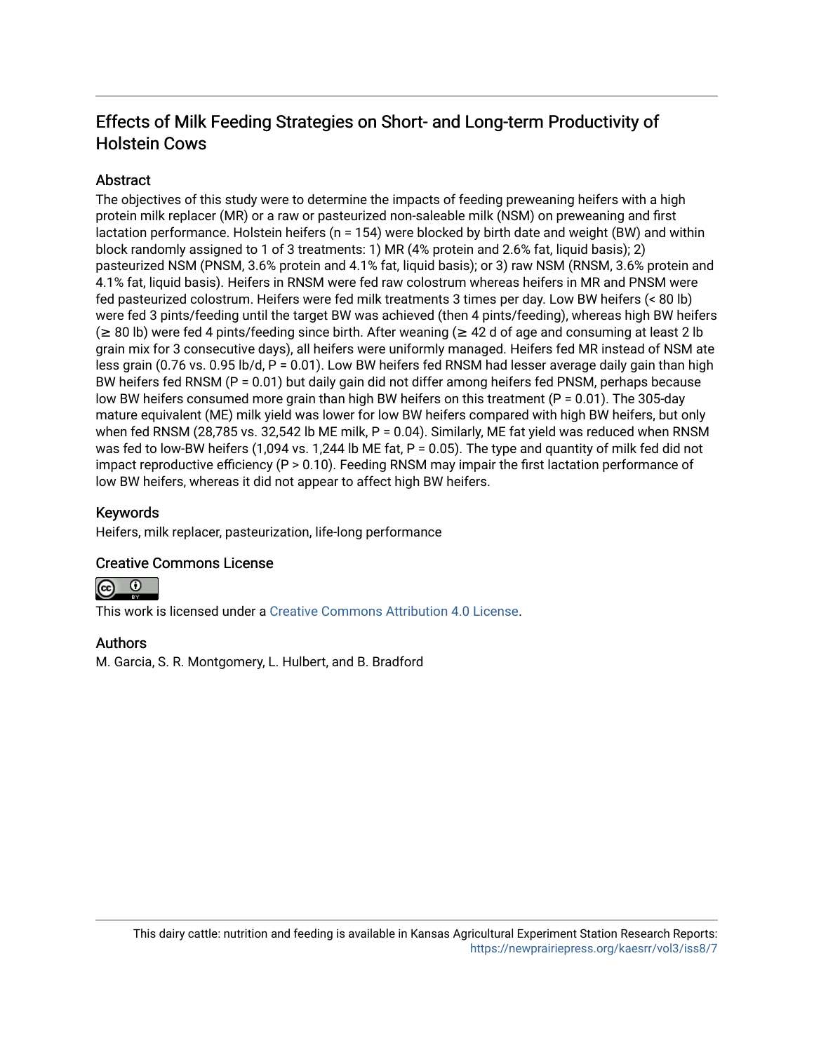# Effects of Milk Feeding Strategies on Short- and Long-term Productivity of Holstein Cows

## Abstract

The objectives of this study were to determine the impacts of feeding preweaning heifers with a high protein milk replacer (MR) or a raw or pasteurized non-saleable milk (NSM) on preweaning and first lactation performance. Holstein heifers (n = 154) were blocked by birth date and weight (BW) and within block randomly assigned to 1 of 3 treatments: 1) MR (4% protein and 2.6% fat, liquid basis); 2) pasteurized NSM (PNSM, 3.6% protein and 4.1% fat, liquid basis); or 3) raw NSM (RNSM, 3.6% protein and 4.1% fat, liquid basis). Heifers in RNSM were fed raw colostrum whereas heifers in MR and PNSM were fed pasteurized colostrum. Heifers were fed milk treatments 3 times per day. Low BW heifers (< 80 lb) were fed 3 pints/feeding until the target BW was achieved (then 4 pints/feeding), whereas high BW heifers (≥ 80 lb) were fed 4 pints/feeding since birth. After weaning (≥ 42 d of age and consuming at least 2 lb grain mix for 3 consecutive days), all heifers were uniformly managed. Heifers fed MR instead of NSM ate less grain (0.76 vs. 0.95 lb/d, P = 0.01). Low BW heifers fed RNSM had lesser average daily gain than high BW heifers fed RNSM (P = 0.01) but daily gain did not differ among heifers fed PNSM, perhaps because low BW heifers consumed more grain than high BW heifers on this treatment (P = 0.01). The 305-day mature equivalent (ME) milk yield was lower for low BW heifers compared with high BW heifers, but only when fed RNSM (28,785 vs. 32,542 lb ME milk, P = 0.04). Similarly, ME fat yield was reduced when RNSM was fed to low-BW heifers (1,094 vs. 1,244 lb ME fat, P = 0.05). The type and quantity of milk fed did not impact reproductive efficiency (P > 0.10). Feeding RNSM may impair the first lactation performance of low BW heifers, whereas it did not appear to affect high BW heifers.

## Keywords

Heifers, milk replacer, pasteurization, life-long performance

## Creative Commons License

This work is licensed under a Creative Commons Attribution 4.0 License.

## Authors

M. Garcia, S. R. Montgomery, L. Hulbert, and B. Bradford

This dairy cattle: nutrition and feeding is available in Kansas Agricultural Experiment Station Research Reports: https://newprairiepress.org/kaesrr/vol3/iss8/7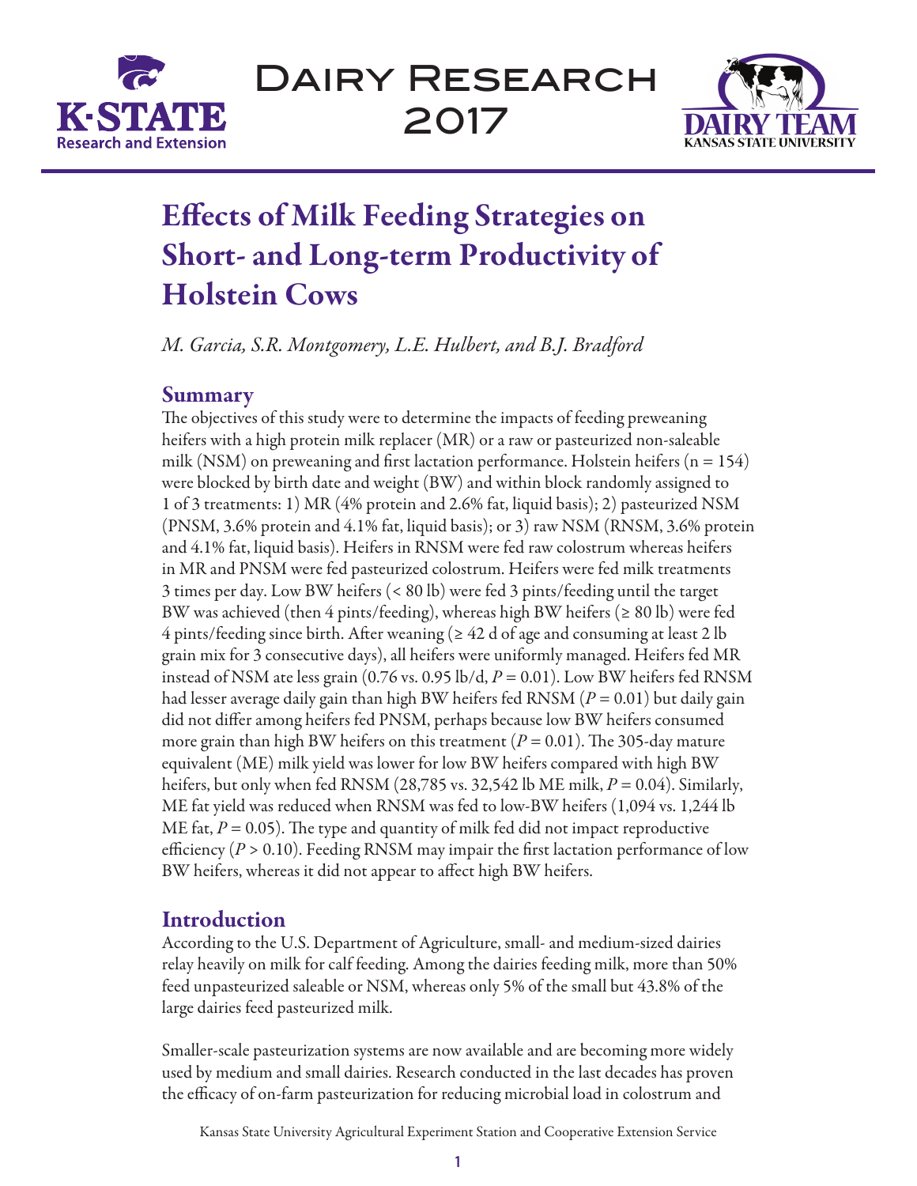# Effects of Milk Feeding Strategies on Short- and Long-term Productivity of Holstein Cows

*M. Garcia, S.R. Montgomery, L.E. Hulbert, and B.J. Bradford*

## Summary

The objectives of this study were to determine the impacts of feeding preweaning heifers with a high protein milk replacer (MR) or a raw or pasteurized non-saleable milk (NSM) on preweaning and first lactation performance. Holstein heifers (n = 154) were blocked by birth date and weight (BW) and within block randomly assigned to 1 of 3 treatments: 1) MR (4% protein and 2.6% fat, liquid basis); 2) pasteurized NSM (PNSM, 3.6% protein and 4.1% fat, liquid basis); or 3) raw NSM (RNSM, 3.6% protein and 4.1% fat, liquid basis). Heifers in RNSM were fed raw colostrum whereas heifers in MR and PNSM were fed pasteurized colostrum. Heifers were fed milk treatments 3 times per day. Low BW heifers (< 80 lb) were fed 3 pints/feeding until the target BW was achieved (then 4 pints/feeding), whereas high BW heifers (≥ 80 lb) were fed 4 pints/feeding since birth. After weaning (≥ 42 d of age and consuming at least 2 lb grain mix for 3 consecutive days), all heifers were uniformly managed. Heifers fed MR instead of NSM ate less grain (0.76 vs. 0.95 lb/d, $P = 0.01$). Low BW heifers fed RNSM had lesser average daily gain than high BW heifers fed RNSM ($P = 0.01$) but daily gain did not differ among heifers fed PNSM, perhaps because low BW heifers consumed more grain than high BW heifers on this treatment ($P = 0.01$). The 305-day mature equivalent (ME) milk yield was lower for low BW heifers compared with high BW heifers, but only when fed RNSM (28,785 vs. 32,542 lb ME milk, $P = 0.04$). Similarly, ME fat yield was reduced when RNSM was fed to low-BW heifers (1,094 vs. 1,244 lb ME fat, $P = 0.05$). The type and quantity of milk fed did not impact reproductive efficiency ($P > 0.10$). Feeding RNSM may impair the first lactation performance of low BW heifers, whereas it did not appear to affect high BW heifers.

## Introduction

According to the U.S. Department of Agriculture, small- and medium-sized dairies relay heavily on milk for calf feeding. Among the dairies feeding milk, more than 50% feed unpasteurized saleable or NSM, whereas only 5% of the small but 43.8% of the large dairies feed pasteurized milk.

Smaller-scale pasteurization systems are now available and are becoming more widely used by medium and small dairies. Research conducted in the last decades has proven the efficacy of on-farm pasteurization for reducing microbial load in colostrum and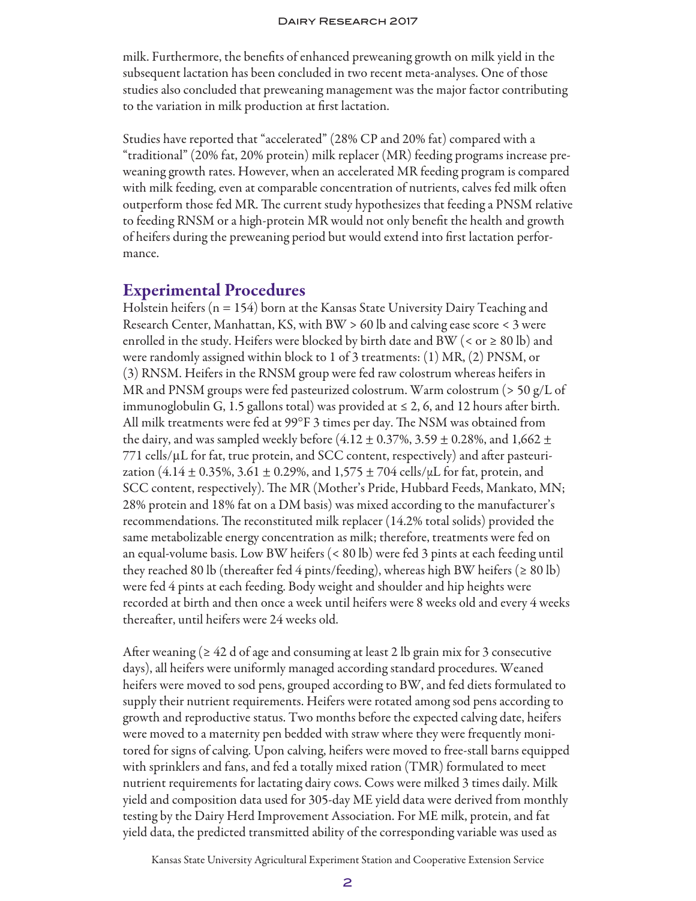milk. Furthermore, the benefits of enhanced preweaning growth on milk yield in the subsequent lactation has been concluded in two recent meta-analyses. One of those studies also concluded that preweaning management was the major factor contributing to the variation in milk production at first lactation.

Studies have reported that "accelerated" (28% CP and 20% fat) compared with a "traditional" (20% fat, 20% protein) milk replacer (MR) feeding programs increase preweaning growth rates. However, when an accelerated MR feeding program is compared with milk feeding, even at comparable concentration of nutrients, calves fed milk often outperform those fed MR. The current study hypothesizes that feeding a PNSM relative to feeding RNSM or a high-protein MR would not only benefit the health and growth of heifers during the preweaning period but would extend into first lactation performance.

## Experimental Procedures

Holstein heifers (n = 154) born at the Kansas State University Dairy Teaching and Research Center, Manhattan, KS, with BW > 60 lb and calving ease score < 3 were enrolled in the study. Heifers were blocked by birth date and BW (< or ≥ 80 lb) and were randomly assigned within block to 1 of 3 treatments: (1) MR, (2) PNSM, or (3) RNSM. Heifers in the RNSM group were fed raw colostrum whereas heifers in MR and PNSM groups were fed pasteurized colostrum. Warm colostrum (> 50 g/L of immunoglobulin G, 1.5 gallons total) was provided at ≤ 2, 6, and 12 hours after birth. All milk treatments were fed at 99°F 3 times per day. The NSM was obtained from the dairy, and was sampled weekly before (4.12 ± 0.37%, 3.59 ± 0.28%, and 1,662 ± 771 cells/µL for fat, true protein, and SCC content, respectively) and after pasteurization (4.14 ± 0.35%, 3.61 ± 0.29%, and 1,575 ± 704 cells/µL for fat, protein, and SCC content, respectively). The MR (Mother's Pride, Hubbard Feeds, Mankato, MN; 28% protein and 18% fat on a DM basis) was mixed according to the manufacturer's recommendations. The reconstituted milk replacer (14.2% total solids) provided the same metabolizable energy concentration as milk; therefore, treatments were fed on an equal-volume basis. Low BW heifers (< 80 lb) were fed 3 pints at each feeding until they reached 80 lb (thereafter fed 4 pints/feeding), whereas high BW heifers (≥ 80 lb) were fed 4 pints at each feeding. Body weight and shoulder and hip heights were recorded at birth and then once a week until heifers were 8 weeks old and every 4 weeks thereafter, until heifers were 24 weeks old.

After weaning (≥ 42 d of age and consuming at least 2 lb grain mix for 3 consecutive days), all heifers were uniformly managed according standard procedures. Weaned heifers were moved to sod pens, grouped according to BW, and fed diets formulated to supply their nutrient requirements. Heifers were rotated among sod pens according to growth and reproductive status. Two months before the expected calving date, heifers were moved to a maternity pen bedded with straw where they were frequently monitored for signs of calving. Upon calving, heifers were moved to free-stall barns equipped with sprinklers and fans, and fed a totally mixed ration (TMR) formulated to meet nutrient requirements for lactating dairy cows. Cows were milked 3 times daily. Milk yield and composition data used for 305-day ME yield data were derived from monthly testing by the Dairy Herd Improvement Association. For ME milk, protein, and fat yield data, the predicted transmitted ability of the corresponding variable was used as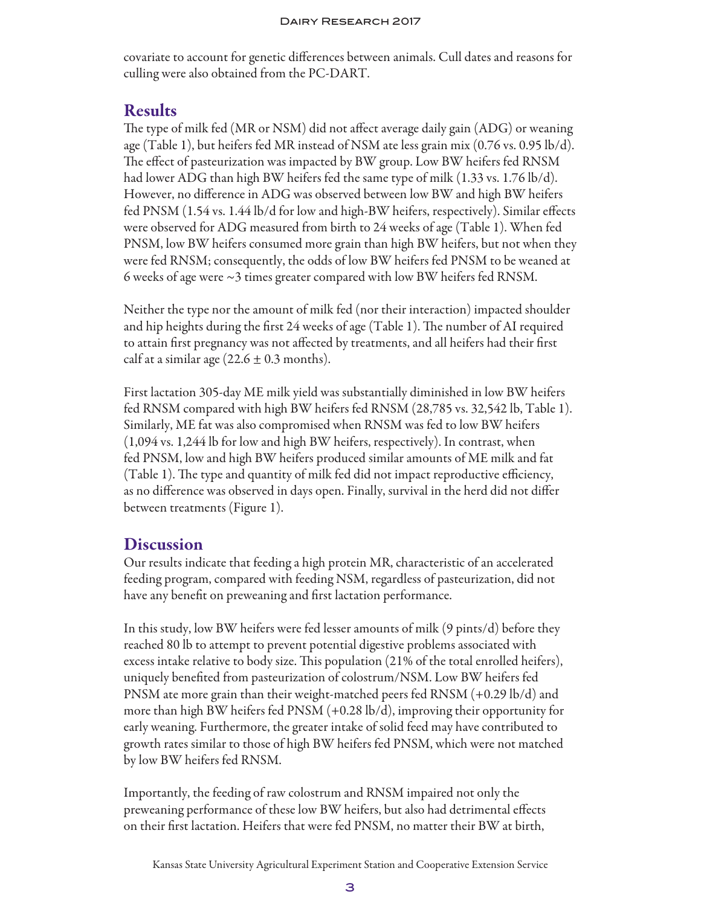covariate to account for genetic differences between animals. Cull dates and reasons for culling were also obtained from the PC-DART.

## Results

The type of milk fed (MR or NSM) did not affect average daily gain (ADG) or weaning age (Table 1), but heifers fed MR instead of NSM ate less grain mix (0.76 vs. 0.95 lb/d). The effect of pasteurization was impacted by BW group. Low BW heifers fed RNSM had lower ADG than high BW heifers fed the same type of milk (1.33 vs. 1.76 lb/d). However, no difference in ADG was observed between low BW and high BW heifers fed PNSM (1.54 vs. 1.44 lb/d for low and high-BW heifers, respectively). Similar effects were observed for ADG measured from birth to 24 weeks of age (Table 1). When fed PNSM, low BW heifers consumed more grain than high BW heifers, but not when they were fed RNSM; consequently, the odds of low BW heifers fed PNSM to be weaned at 6 weeks of age were ~3 times greater compared with low BW heifers fed RNSM.

Neither the type nor the amount of milk fed (nor their interaction) impacted shoulder and hip heights during the first 24 weeks of age (Table 1). The number of AI required to attain first pregnancy was not affected by treatments, and all heifers had their first calf at a similar age (22.6 ± 0.3 months).

First lactation 305-day ME milk yield was substantially diminished in low BW heifers fed RNSM compared with high BW heifers fed RNSM (28,785 vs. 32,542 lb, Table 1). Similarly, ME fat was also compromised when RNSM was fed to low BW heifers (1,094 vs. 1,244 lb for low and high BW heifers, respectively). In contrast, when fed PNSM, low and high BW heifers produced similar amounts of ME milk and fat (Table 1). The type and quantity of milk fed did not impact reproductive efficiency, as no difference was observed in days open. Finally, survival in the herd did not differ between treatments (Figure 1).

## Discussion

Our results indicate that feeding a high protein MR, characteristic of an accelerated feeding program, compared with feeding NSM, regardless of pasteurization, did not have any benefit on preweaning and first lactation performance.

In this study, low BW heifers were fed lesser amounts of milk (9 pints/d) before they reached 80 lb to attempt to prevent potential digestive problems associated with excess intake relative to body size. This population (21% of the total enrolled heifers), uniquely benefited from pasteurization of colostrum/NSM. Low BW heifers fed PNSM ate more grain than their weight-matched peers fed RNSM (+0.29 lb/d) and more than high BW heifers fed PNSM (+0.28 lb/d), improving their opportunity for early weaning. Furthermore, the greater intake of solid feed may have contributed to growth rates similar to those of high BW heifers fed PNSM, which were not matched by low BW heifers fed RNSM.

Importantly, the feeding of raw colostrum and RNSM impaired not only the preweaning performance of these low BW heifers, but also had detrimental effects on their first lactation. Heifers that were fed PNSM, no matter their BW at birth,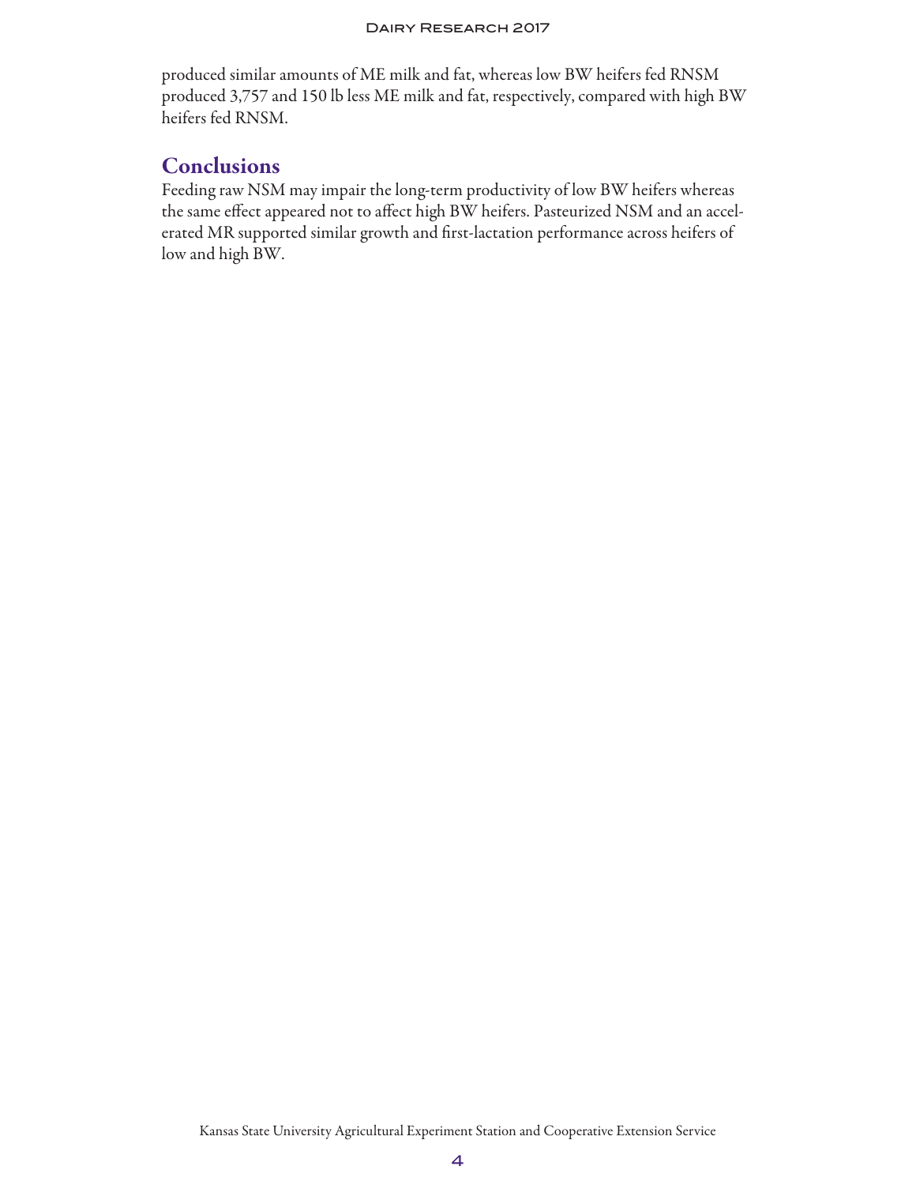produced similar amounts of ME milk and fat, whereas low BW heifers fed RNSM produced 3,757 and 150 lb less ME milk and fat, respectively, compared with high BW heifers fed RNSM.

## Conclusions

Feeding raw NSM may impair the long-term productivity of low BW heifers whereas the same effect appeared not to affect high BW heifers. Pasteurized NSM and an accelerated MR supported similar growth and first-lactation performance across heifers of low and high BW.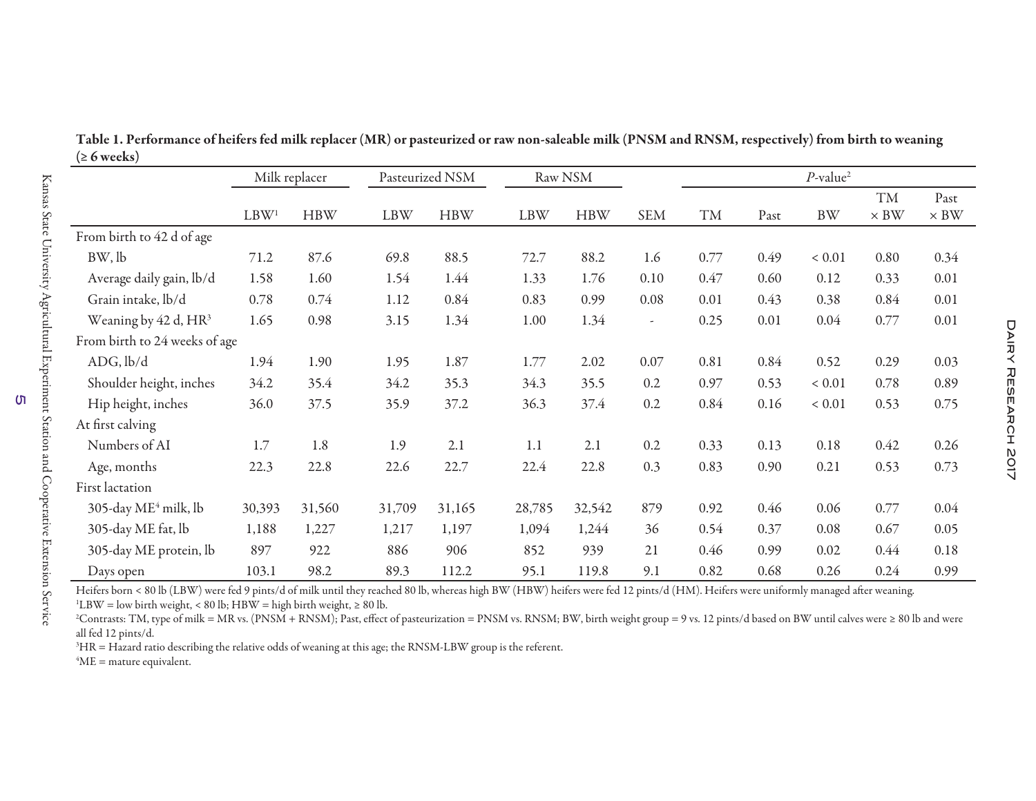**Table 1. Performance of heifers fed milk replacer (MR) or pasteurized or raw non-saleable milk (PNSM and RNSM, respectively) from birth to weaning (≥ 6 weeks)**

| | Milk replacer | | Pasteurized NSM | | Raw NSM | | | *P*-value[2] | | | | |
|---|---|---|---|---|---|---|---|---|---|---|---|---|
| | LBW[1] | HBW | LBW | HBW | LBW | HBW | SEM | TM | Past | BW | TM × BW | Past × BW |
| From birth to 42 d of age | | | | | | | | | | | | |
| BW, lb | 71.2 | 87.6 | 69.8 | 88.5 | 72.7 | 88.2 | 1.6 | 0.77 | 0.49 | < 0.01 | 0.80 | 0.34 |
| Average daily gain, lb/d | 1.58 | 1.60 | 1.54 | 1.44 | 1.33 | 1.76 | 0.10 | 0.47 | 0.60 | 0.12 | 0.33 | 0.01 |
| Grain intake, lb/d | 0.78 | 0.74 | 1.12 | 0.84 | 0.83 | 0.99 | 0.08 | 0.01 | 0.43 | 0.38 | 0.84 | 0.01 |
| Weaning by 42 d, HR[3] | 1.65 | 0.98 | 3.15 | 1.34 | 1.00 | 1.34 | - | 0.25 | 0.01 | 0.04 | 0.77 | 0.01 |
| From birth to 24 weeks of age | | | | | | | | | | | | |
| ADG, lb/d | 1.94 | 1.90 | 1.95 | 1.87 | 1.77 | 2.02 | 0.07 | 0.81 | 0.84 | 0.52 | 0.29 | 0.03 |
| Shoulder height, inches | 34.2 | 35.4 | 34.2 | 35.3 | 34.3 | 35.5 | 0.2 | 0.97 | 0.53 | < 0.01 | 0.78 | 0.89 |
| Hip height, inches | 36.0 | 37.5 | 35.9 | 37.2 | 36.3 | 37.4 | 0.2 | 0.84 | 0.16 | < 0.01 | 0.53 | 0.75 |
| At first calving | | | | | | | | | | | | |
| Numbers of AI | 1.7 | 1.8 | 1.9 | 2.1 | 1.1 | 2.1 | 0.2 | 0.33 | 0.13 | 0.18 | 0.42 | 0.26 |
| Age, months | 22.3 | 22.8 | 22.6 | 22.7 | 22.4 | 22.8 | 0.3 | 0.83 | 0.90 | 0.21 | 0.53 | 0.73 |
| First lactation | | | | | | | | | | | | |
| 305-day ME[4] milk, lb | 30,393 | 31,560 | 31,709 | 31,165 | 28,785 | 32,542 | 879 | 0.92 | 0.46 | 0.06 | 0.77 | 0.04 |
| 305-day ME fat, lb | 1,188 | 1,227 | 1,217 | 1,197 | 1,094 | 1,244 | 36 | 0.54 | 0.37 | 0.08 | 0.67 | 0.05 |
| 305-day ME protein, lb | 897 | 922 | 886 | 906 | 852 | 939 | 21 | 0.46 | 0.99 | 0.02 | 0.44 | 0.18 |
| Days open | 103.1 | 98.2 | 89.3 | 112.2 | 95.1 | 119.8 | 9.1 | 0.82 | 0.68 | 0.26 | 0.24 | 0.99 |

Heifers born < 80 lb (LBW) were fed 9 pints/d of milk until they reached 80 lb, whereas high BW (HBW) heifers were fed 12 pints/d (HM). Heifers were uniformly managed after weaning.

[1]LBW = low birth weight, < 80 lb; HBW = high birth weight, ≥ 80 lb.

[2]Contrasts: TM, type of milk = MR vs. (PNSM + RNSM); Past, effect of pasteurization = PNSM vs. RNSM; BW, birth weight group = 9 vs. 12 pints/d based on BW until calves were ≥ 80 lb and were all fed 12 pints/d.

[3]HR = Hazard ratio describing the relative odds of weaning at this age; the RNSM-LBW group is the referent.

[4]ME = mature equivalent.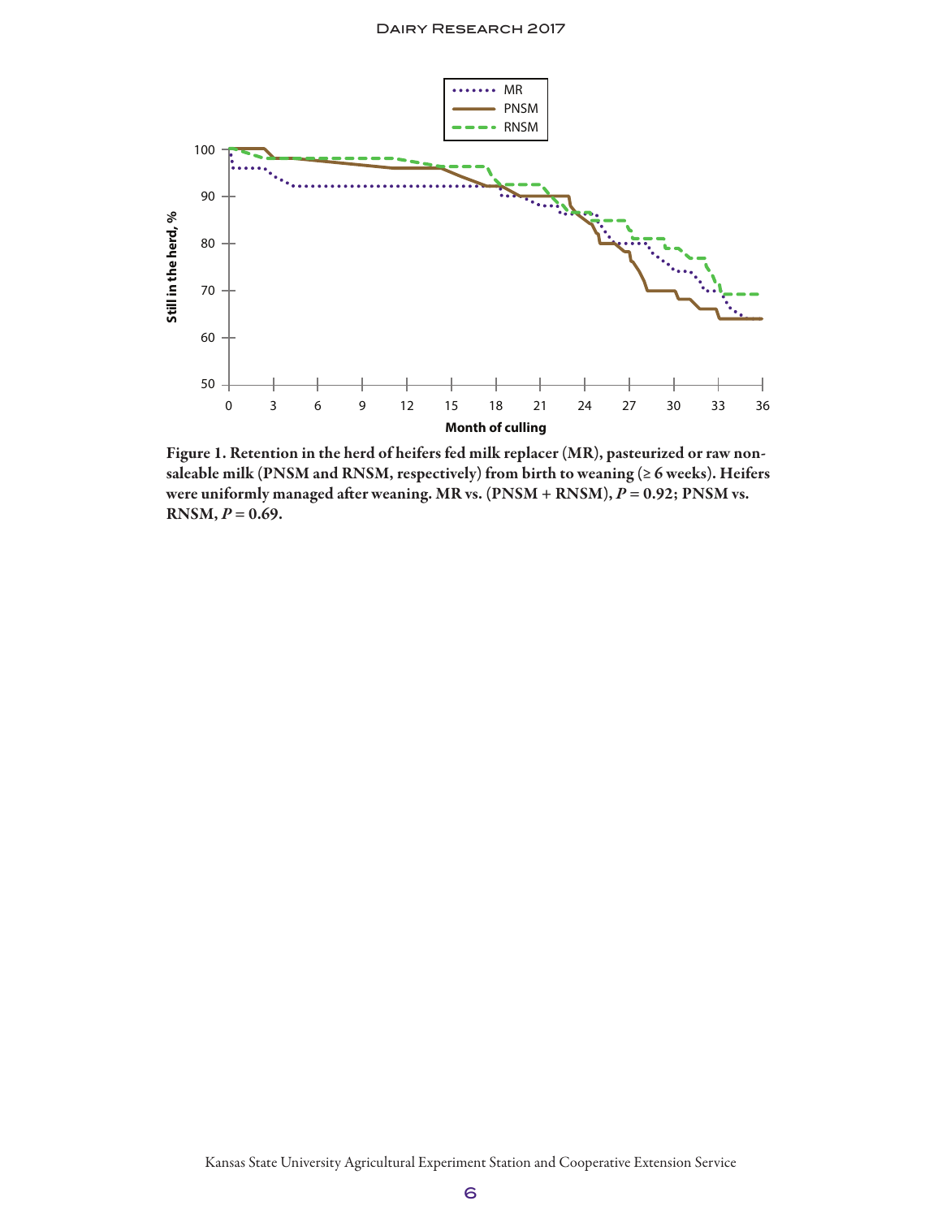MR
PNSM
RNSM

Still in the herd, %

100
90
80
70
60
50

0 3 6 9 12 15 18 21 24 27 30 33 36

Month of culling

**Figure 1. Retention in the herd of heifers fed milk replacer (MR), pasteurized or raw non-saleable milk (PNSM and RNSM, respectively) from birth to weaning (≥ 6 weeks). Heifers were uniformly managed after weaning. MR vs. (PNSM + RNSM), $P = 0.92$; PNSM vs. RNSM, $P = 0.69$.**